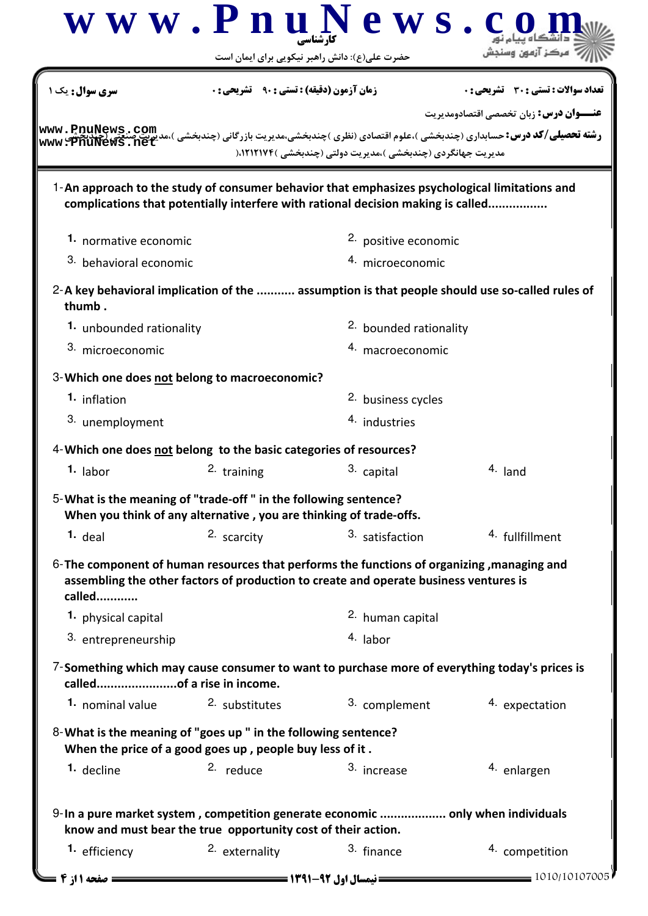کارشناسی

حضرت علی(ع): دانش راهبر نیکویی برای ایمان است

**سری سوال:** یک ۱ | **زمان آزمون (دقیقه) : تستی :** ۹۰ **تشریحی :** ۰ | **تعداد سوالات : تستی :** ۳۰ **تشریحی :** ۰

**عنـــوان درس:** زبان تخصصی اقتصادومدیریت

**رشته تحصیلی/کد درس:** حسابداری (چندبخشی )،علوم اقتصادی (نظری )چندبخشی،مدیریت بازرگانی (چندبخشی )،مدیریت صنعتی (چندبخشی )، مدیریت جهانگردی (چندبخشی )،مدیریت دولتی (چندبخشی )۱۲۱۲۱۷۴(

1- **An approach to the study of consumer behavior that emphasizes psychological limitations and complications that potentially interfere with rational decision making is called................**

1. normative economic
2. positive economic
3. behavioral economic
4. microeconomic

2- **A key behavioral implication of the ........... assumption is that people should use so-called rules of thumb .**

1. unbounded rationality
2. bounded rationality
3. microeconomic
4. macroeconomic

3- **Which one does not belong to macroeconomic?**

1. inflation
2. business cycles
3. unemployment
4. industries

4- **Which one does not belong to the basic categories of resources?**

1. labor
2. training
3. capital
4. land

5- **What is the meaning of "trade-off " in the following sentence?**
**When you think of any alternative , you are thinking of trade-offs.**

1. deal
2. scarcity
3. satisfaction
4. fullfillment

6- **The component of human resources that performs the functions of organizing ,managing and assembling the other factors of production to create and operate business ventures is called............**

1. physical capital
2. human capital
3. entrepreneurship
4. labor

7- **Something which may cause consumer to want to purchase more of everything today's prices is called......................of a rise in income.**

1. nominal value
2. substitutes
3. complement
4. expectation

8- **What is the meaning of "goes up " in the following sentence?**
**When the price of a good goes up , people buy less of it .**

1. decline
2. reduce
3. increase
4. enlargen

9- **In a pure market system , competition generate economic .................. only when individuals know and must bear the true opportunity cost of their action.**

1. efficiency
2. externality
3. finance
4. competition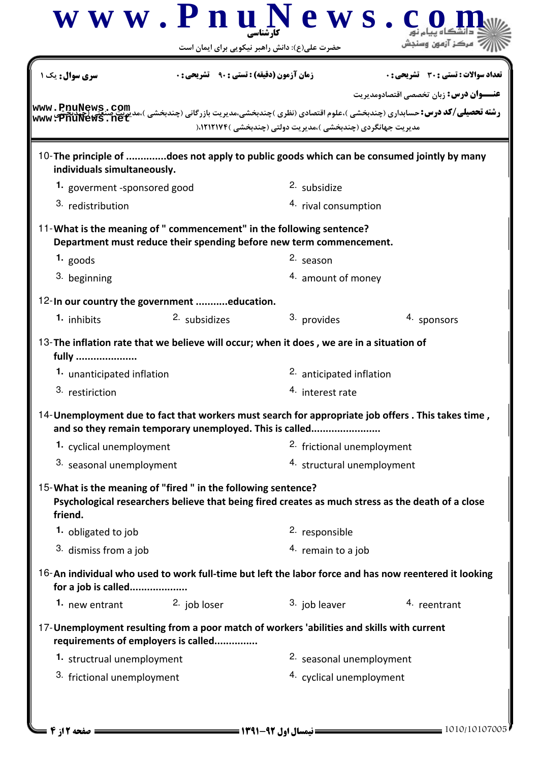سری سوال: یک ۱ | زمان آزمون (دقیقه) : تستی : ۹۰ تشریحی : ۰ | تعداد سوالات : تستی : ۳۰ تشریحی : ۰

**عنـــوان درس:** زبان تخصصی اقتصادومدیریت

**رشته تحصیلی/کد درس:** حسابداری (چندبخشی )،علوم اقتصادی (نظری )چندبخشی،مدیریت بازرگانی (چندبخشی )،مدیریت صنعتی (چندبخشی )، مدیریت جهانگردی (چندبخشی )،مدیریت دولتی (چندبخشی )۱۲۱۲۱۷۴)

10- **The principle of ..............does not apply to public goods which can be consumed jointly by many individuals simultaneously.**

1. goverment -sponsored good
2. subsidize
3. redistribution
4. rival consumption

11- **What is the meaning of " commencement" in the following sentence?**
**Department must reduce their spending before new term commencement.**

1. goods
2. season
3. beginning
4. amount of money

12- **In our country the government ...........education.**

1. inhibits
2. subsidizes
3. provides
4. sponsors

13- **The inflation rate that we believe will occur; when it does , we are in a situation of fully ....................**

1. unanticipated inflation
2. anticipated inflation
3. restiriction
4. interest rate

14- **Unemployment due to fact that workers must search for appropriate job offers . This takes time , and so they remain temporary unemployed. This is called.......................**

1. cyclical unemployment
2. frictional unemployment
3. seasonal unemployment
4. structural unemployment

15- **What is the meaning of "fired " in the following sentence?**
**Psychological researchers believe that being fired creates as much stress as the death of a close friend.**

1. obligated to job
2. responsible
3. dismiss from a job
4. remain to a job

16- **An individual who used to work full-time but left the labor force and has now reentered it looking for a job is called...................**

1. new entrant
2. job loser
3. job leaver
4. reentrant

17- **Unemployment resulting from a poor match of workers 'abilities and skills with current requirements of employers is called..............**

1. structrual unemployment
2. seasonal unemployment
3. frictional unemployment
4. cyclical unemployment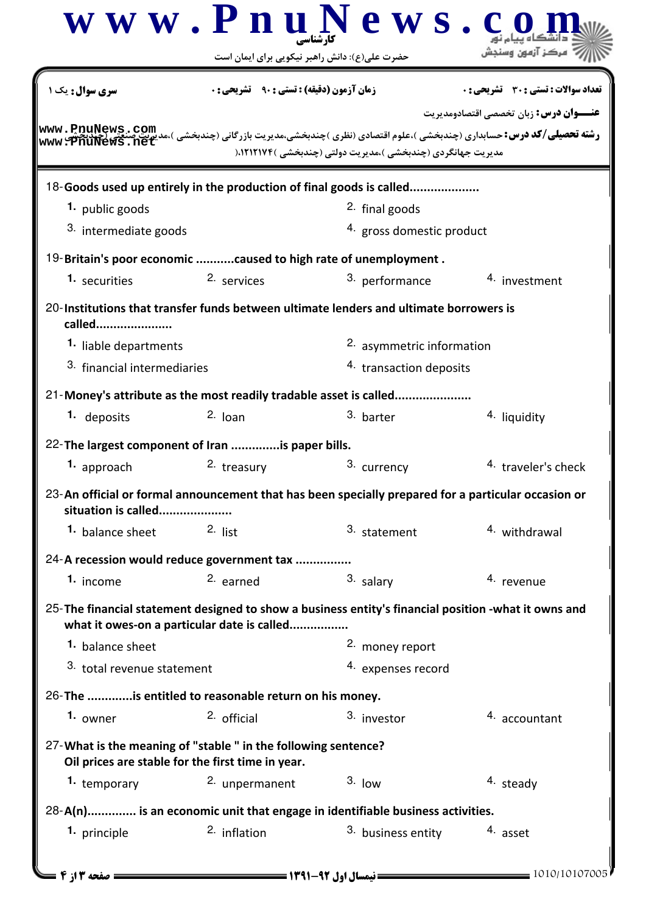**سری سوال:** یک ۱ | **زمان آزمون (دقیقه) : تستی : ۹۰ تشریحی : ۰** | **تعداد سوالات : تستی : ۳۰ تشریحی : ۰**

**عنـــوان درس:** زبان تخصصی اقتصادومدیریت

**رشته تحصیلی/کد درس:** حسابداری (چندبخشی )،علوم اقتصادی (نظری )چندبخشی،مدیریت بازرگانی (چندبخشی )،مدیریت صنعتی (چندبخشی )، مدیریت جهانگردی (چندبخشی )،مدیریت دولتی (چندبخشی )۱۲۱۲۱۷۴(

18-**Goods used up entirely in the production of final goods is called....................**

1. public goods
2. final goods
3. intermediate goods
4. gross domestic product

19-**Britain's poor economic ...........caused to high rate of unemployment .**

1. securities
2. services
3. performance
4. investment

20-**Institutions that transfer funds between ultimate lenders and ultimate borrowers is called.....................**

1. liable departments
2. asymmetric information
3. financial intermediaries
4. transaction deposits

21-**Money's attribute as the most readily tradable asset is called......................**

1. deposits
2. loan
3. barter
4. liquidity

22-**The largest component of Iran ..............is paper bills.**

1. approach
2. treasury
3. currency
4. traveler's check

23-**An official or formal announcement that has been specially prepared for a particular occasion or situation is called.....................**

1. balance sheet
2. list
3. statement
4. withdrawal

24-**A recession would reduce government tax ................**

1. income
2. earned
3. salary
4. revenue

25-**The financial statement designed to show a business entity's financial position -what it owns and what it owes-on a particular date is called.................**

1. balance sheet
2. money report
3. total revenue statement
4. expenses record

26-**The .............is entitled to reasonable return on his money.**

1. owner
2. official
3. investor
4. accountant

27-**What is the meaning of "stable " in the following sentence?**
**Oil prices are stable for the first time in year.**

1. temporary
2. unpermanent
3. low
4. steady

28-**A(n).............. is an economic unit that engage in identifiable business activities.**

1. principle
2. inflation
3. business entity
4. asset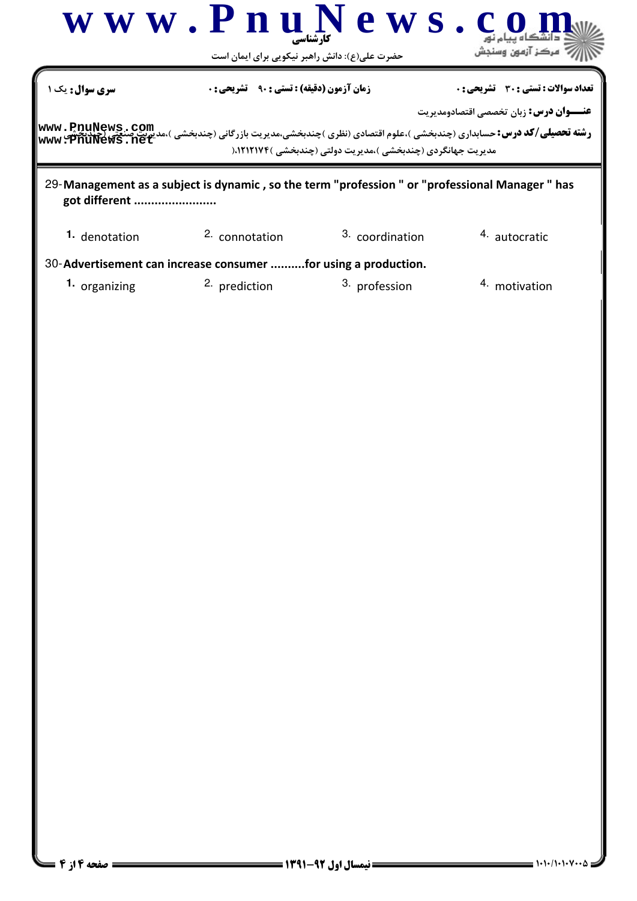29- **Management as a subject is dynamic , so the term "profession " or "professional Manager " has got different ........................**

1. denotation
2. connotation
3. coordination
4. autocratic

30- **Advertisement can increase consumer ..........for using a production.**

1. organizing
2. prediction
3. profession
4. motivation